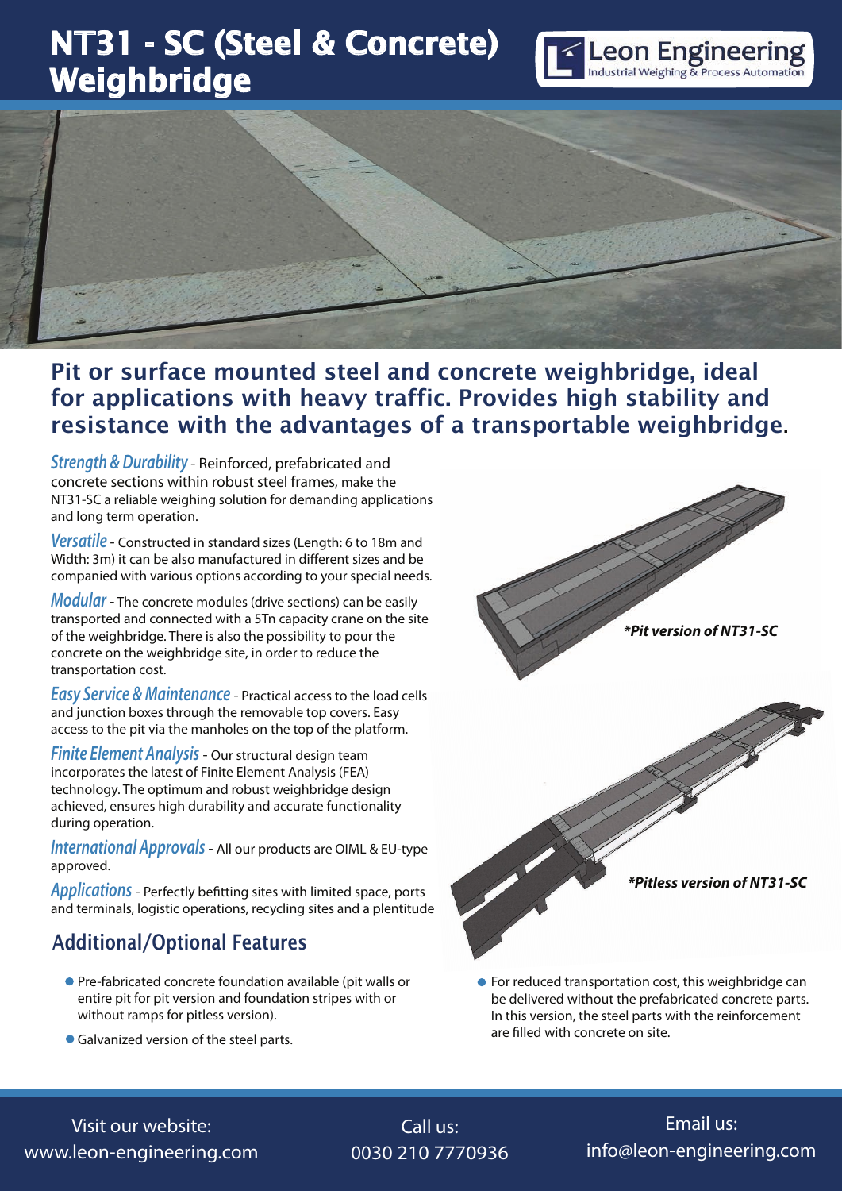# NT31 - SC (Steel & Concrete) Weighbridge

Leon Engineering
Industrial Weighing & Process Automation

## Pit or surface mounted steel and concrete weighbridge, ideal for applications with heavy traffic. Provides high stability and resistance with the advantages of a transportable weighbridge.

***Strength & Durability*** - Reinforced, prefabricated and concrete sections within robust steel frames, make the NT31-SC a reliable weighing solution for demanding applications and long term operation.

***Versatile*** - Constructed in standard sizes (Length: 6 to 18m and Width: 3m) it can be also manufactured in different sizes and be companied with various options according to your special needs.

***Modular*** - The concrete modules (drive sections) can be easily transported and connected with a 5Tn capacity crane on the site of the weighbridge. There is also the possibility to pour the concrete on the weighbridge site, in order to reduce the transportation cost.

***Easy Service & Maintenance*** - Practical access to the load cells and junction boxes through the removable top covers. Easy access to the pit via the manholes on the top of the platform.

***Finite Element Analysis*** - Our structural design team incorporates the latest of Finite Element Analysis (FEA) technology. The optimum and robust weighbridge design achieved, ensures high durability and accurate functionality during operation.

***International Approvals*** - All our products are OIML & EU-type approved.

***Applications*** - Perfectly befitting sites with limited space, ports and terminals, logistic operations, recycling sites and a plentitude

***Pit version of NT31-SC**

***Pitless version of NT31-SC**

## Additional/Optional Features

- Pre-fabricated concrete foundation available (pit walls or entire pit for pit version and foundation stripes with or without ramps for pitless version).
- Galvanized version of the steel parts.
- For reduced transportation cost, this weighbridge can be delivered without the prefabricated concrete parts. In this version, the steel parts with the reinforcement are filled with concrete on site.

Visit our website:
www.leon-engineering.com

Call us:
0030 210 7770936

Email us:
info@leon-engineering.com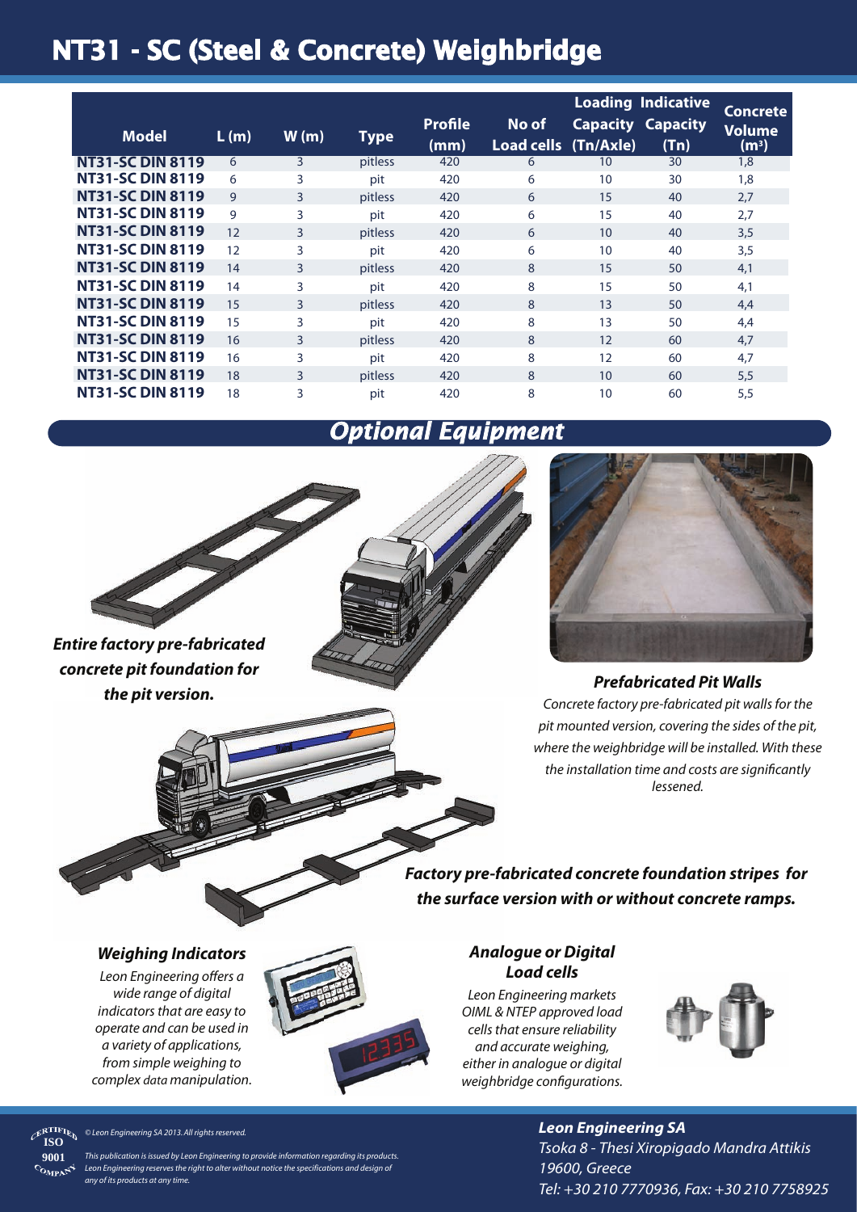# NT31 - SC (Steel & Concrete) Weighbridge

| Model | L (m) | W (m) | Type | Profile (mm) | No of Load cells | Loading Capacity (Tn/Axle) | Indicative Capacity (Tn) | Concrete Volume ($m^3$) |
|---|---|---|---|---|---|---|---|---|
| **NT31-SC DIN 8119** | 6 | 3 | pitless | 420 | 6 | 10 | 30 | 1,8 |
| **NT31-SC DIN 8119** | 6 | 3 | pit | 420 | 6 | 10 | 30 | 1,8 |
| **NT31-SC DIN 8119** | 9 | 3 | pitless | 420 | 6 | 15 | 40 | 2,7 |
| **NT31-SC DIN 8119** | 9 | 3 | pit | 420 | 6 | 15 | 40 | 2,7 |
| **NT31-SC DIN 8119** | 12 | 3 | pitless | 420 | 6 | 10 | 40 | 3,5 |
| **NT31-SC DIN 8119** | 12 | 3 | pit | 420 | 6 | 10 | 40 | 3,5 |
| **NT31-SC DIN 8119** | 14 | 3 | pitless | 420 | 8 | 15 | 50 | 4,1 |
| **NT31-SC DIN 8119** | 14 | 3 | pit | 420 | 8 | 15 | 50 | 4,1 |
| **NT31-SC DIN 8119** | 15 | 3 | pitless | 420 | 8 | 13 | 50 | 4,4 |
| **NT31-SC DIN 8119** | 15 | 3 | pit | 420 | 8 | 13 | 50 | 4,4 |
| **NT31-SC DIN 8119** | 16 | 3 | pitless | 420 | 8 | 12 | 60 | 4,7 |
| **NT31-SC DIN 8119** | 16 | 3 | pit | 420 | 8 | 12 | 60 | 4,7 |
| **NT31-SC DIN 8119** | 18 | 3 | pitless | 420 | 8 | 10 | 60 | 5,5 |
| **NT31-SC DIN 8119** | 18 | 3 | pit | 420 | 8 | 10 | 60 | 5,5 |

## *Optional Equipment*

***Entire factory pre-fabricated concrete pit foundation for the pit version.***

***Prefabricated Pit Walls***

*Concrete factory pre-fabricated pit walls for the pit mounted version, covering the sides of the pit, where the weighbridge will be installed. With these the installation time and costs are significantly lessened.*

***Factory pre-fabricated concrete foundation stripes for the surface version with or without concrete ramps.***

***Weighing Indicators***

*Leon Engineering offers a wide range of digital indicators that are easy to operate and can be used in a variety of applications, from simple weighing to complex data manipulation.*

***Analogue or Digital Load cells***

*Leon Engineering markets OIML & NTEP approved load cells that ensure reliability and accurate weighing, either in analogue or digital weighbridge configurations.*

*© Leon Engineering SA 2013. All rights reserved.*

*This publication is issued by Leon Engineering to provide information regarding its products. Leon Engineering reserves the right to alter without notice the specifications and design of any of its products at any time.*

***Leon Engineering SA***
*Tsoka 8 - Thesi Xiropigado Mandra Attikis*
*19600, Greece*
*Tel: +30 210 7770936, Fax: +30 210 7758925*